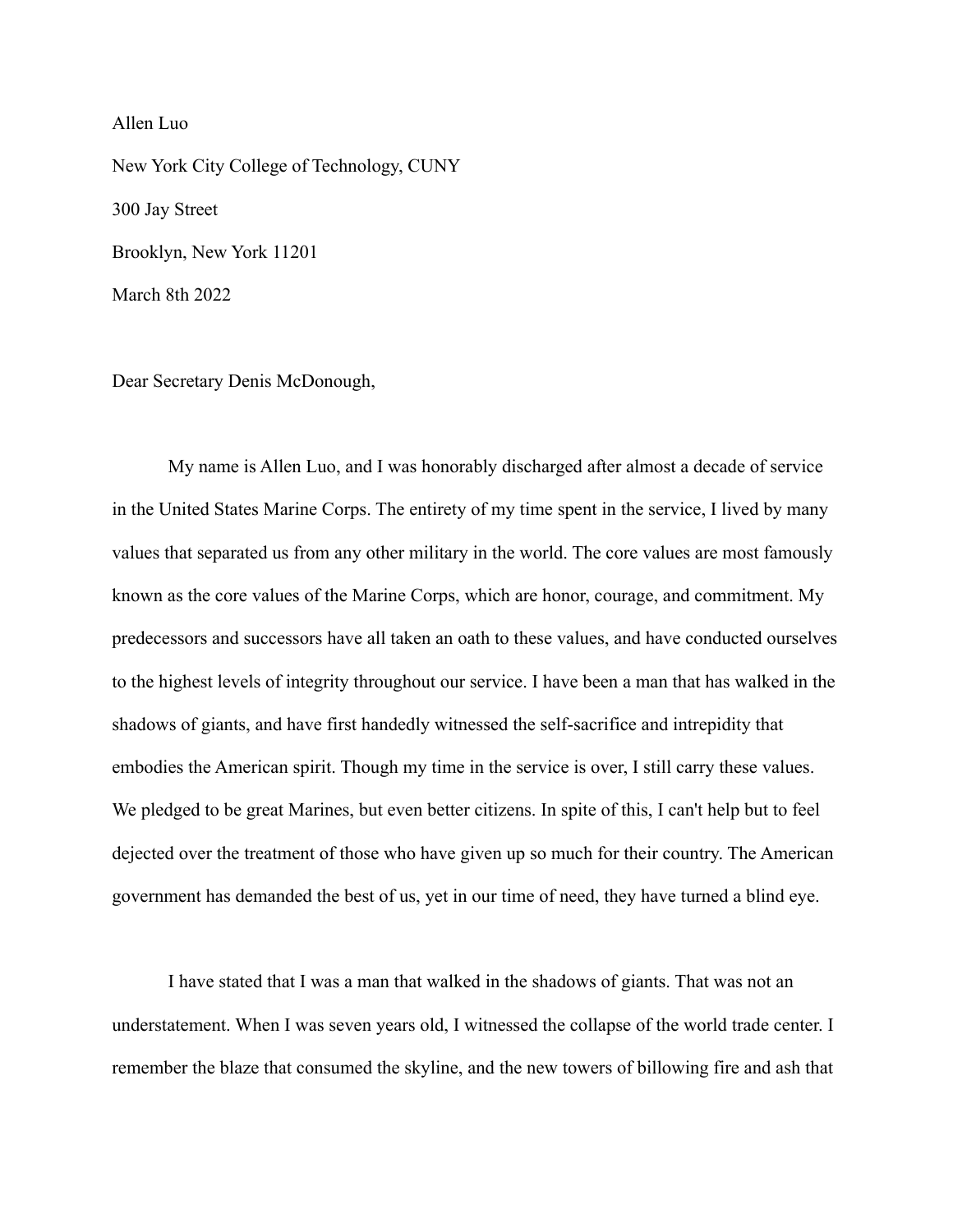Allen Luo

New York City College of Technology, CUNY

300 Jay Street

Brooklyn, New York 11201

March 8th 2022

Dear Secretary Denis McDonough,

My name is Allen Luo, and I was honorably discharged after almost a decade of service in the United States Marine Corps. The entirety of my time spent in the service, I lived by many values that separated us from any other military in the world. The core values are most famously known as the core values of the Marine Corps, which are honor, courage, and commitment. My predecessors and successors have all taken an oath to these values, and have conducted ourselves to the highest levels of integrity throughout our service. I have been a man that has walked in the shadows of giants, and have first handedly witnessed the self-sacrifice and intrepidity that embodies the American spirit. Though my time in the service is over, I still carry these values. We pledged to be great Marines, but even better citizens. In spite of this, I can't help but to feel dejected over the treatment of those who have given up so much for their country. The American government has demanded the best of us, yet in our time of need, they have turned a blind eye.

I have stated that I was a man that walked in the shadows of giants. That was not an understatement. When I was seven years old, I witnessed the collapse of the world trade center. I remember the blaze that consumed the skyline, and the new towers of billowing fire and ash that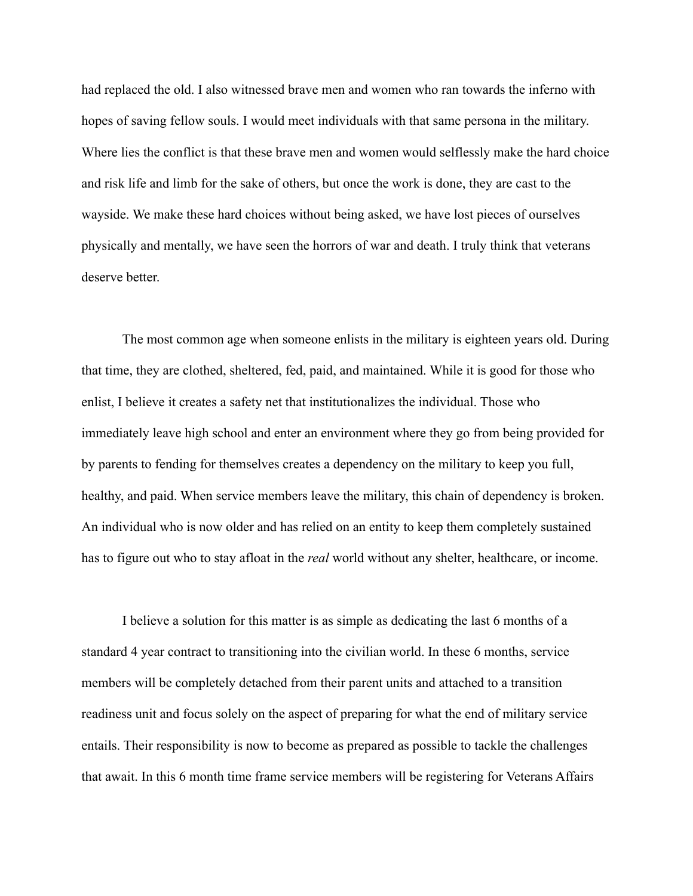had replaced the old. I also witnessed brave men and women who ran towards the inferno with hopes of saving fellow souls. I would meet individuals with that same persona in the military. Where lies the conflict is that these brave men and women would selflessly make the hard choice and risk life and limb for the sake of others, but once the work is done, they are cast to the wayside. We make these hard choices without being asked, we have lost pieces of ourselves physically and mentally, we have seen the horrors of war and death. I truly think that veterans deserve better.

The most common age when someone enlists in the military is eighteen years old. During that time, they are clothed, sheltered, fed, paid, and maintained. While it is good for those who enlist, I believe it creates a safety net that institutionalizes the individual. Those who immediately leave high school and enter an environment where they go from being provided for by parents to fending for themselves creates a dependency on the military to keep you full, healthy, and paid. When service members leave the military, this chain of dependency is broken. An individual who is now older and has relied on an entity to keep them completely sustained has to figure out who to stay afloat in the *real* world without any shelter, healthcare, or income.

I believe a solution for this matter is as simple as dedicating the last 6 months of a standard 4 year contract to transitioning into the civilian world. In these 6 months, service members will be completely detached from their parent units and attached to a transition readiness unit and focus solely on the aspect of preparing for what the end of military service entails. Their responsibility is now to become as prepared as possible to tackle the challenges that await. In this 6 month time frame service members will be registering for Veterans Affairs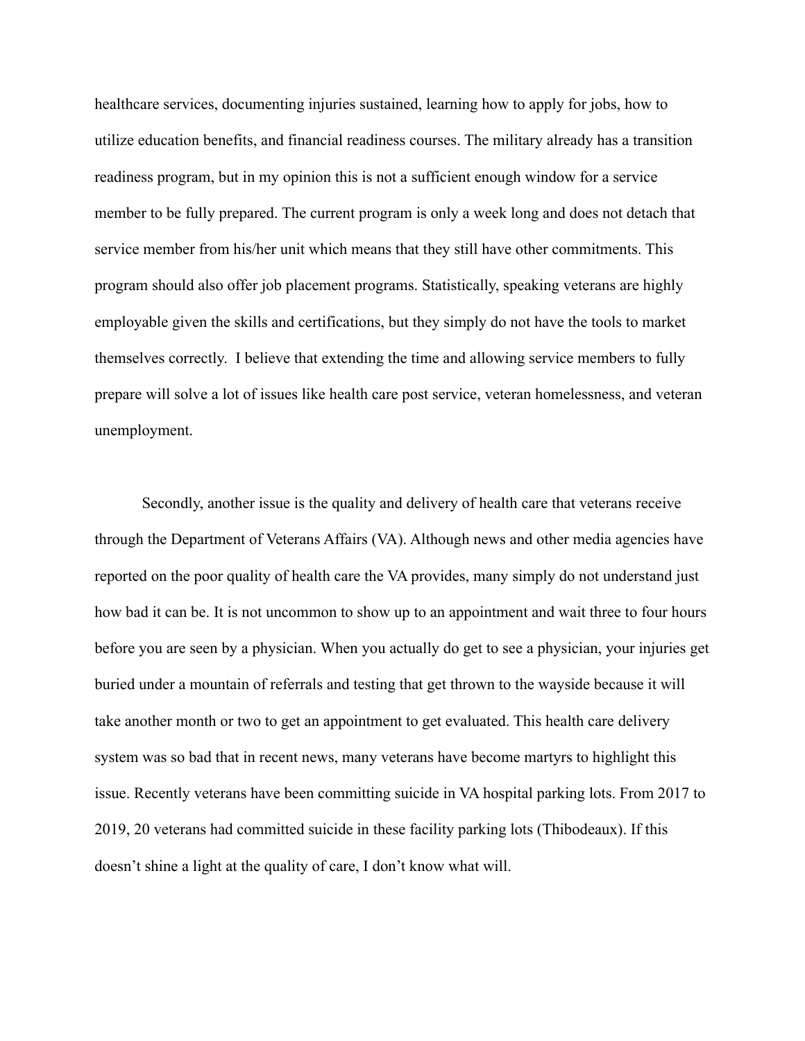healthcare services, documenting injuries sustained, learning how to apply for jobs, how to utilize education benefits, and financial readiness courses. The military already has a transition readiness program, but in my opinion this is not a sufficient enough window for a service member to be fully prepared. The current program is only a week long and does not detach that service member from his/her unit which means that they still have other commitments. This program should also offer job placement programs. Statistically, speaking veterans are highly employable given the skills and certifications, but they simply do not have the tools to market themselves correctly. I believe that extending the time and allowing service members to fully prepare will solve a lot of issues like health care post service, veteran homelessness, and veteran unemployment.

Secondly, another issue is the quality and delivery of health care that veterans receive through the Department of Veterans Affairs (VA). Although news and other media agencies have reported on the poor quality of health care the VA provides, many simply do not understand just how bad it can be. It is not uncommon to show up to an appointment and wait three to four hours before you are seen by a physician. When you actually do get to see a physician, your injuries get buried under a mountain of referrals and testing that get thrown to the wayside because it will take another month or two to get an appointment to get evaluated. This health care delivery system was so bad that in recent news, many veterans have become martyrs to highlight this issue. Recently veterans have been committing suicide in VA hospital parking lots. From 2017 to 2019, 20 veterans had committed suicide in these facility parking lots (Thibodeaux). If this doesn't shine a light at the quality of care, I don't know what will.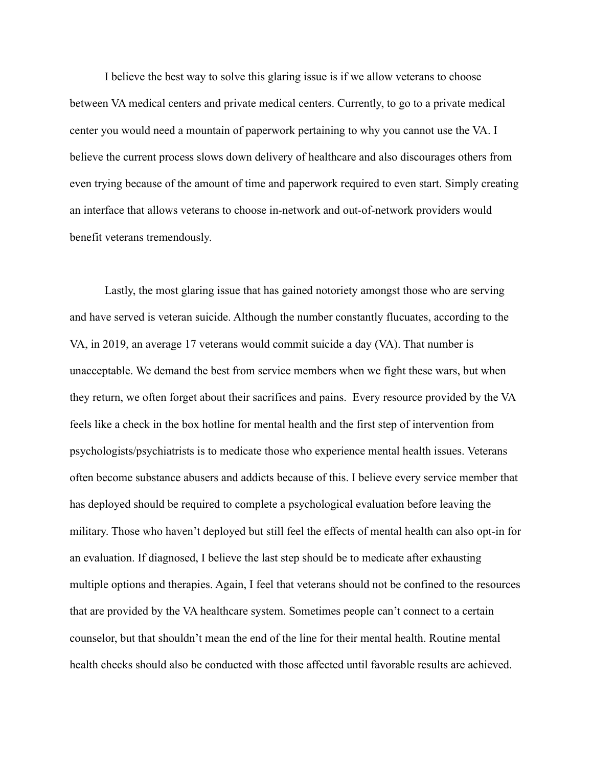I believe the best way to solve this glaring issue is if we allow veterans to choose between VA medical centers and private medical centers. Currently, to go to a private medical center you would need a mountain of paperwork pertaining to why you cannot use the VA. I believe the current process slows down delivery of healthcare and also discourages others from even trying because of the amount of time and paperwork required to even start. Simply creating an interface that allows veterans to choose in-network and out-of-network providers would benefit veterans tremendously.

Lastly, the most glaring issue that has gained notoriety amongst those who are serving and have served is veteran suicide. Although the number constantly flucuates, according to the VA, in 2019, an average 17 veterans would commit suicide a day (VA). That number is unacceptable. We demand the best from service members when we fight these wars, but when they return, we often forget about their sacrifices and pains.  Every resource provided by the VA feels like a check in the box hotline for mental health and the first step of intervention from psychologists/psychiatrists is to medicate those who experience mental health issues. Veterans often become substance abusers and addicts because of this. I believe every service member that has deployed should be required to complete a psychological evaluation before leaving the military. Those who haven't deployed but still feel the effects of mental health can also opt-in for an evaluation. If diagnosed, I believe the last step should be to medicate after exhausting multiple options and therapies. Again, I feel that veterans should not be confined to the resources that are provided by the VA healthcare system. Sometimes people can't connect to a certain counselor, but that shouldn't mean the end of the line for their mental health. Routine mental health checks should also be conducted with those affected until favorable results are achieved.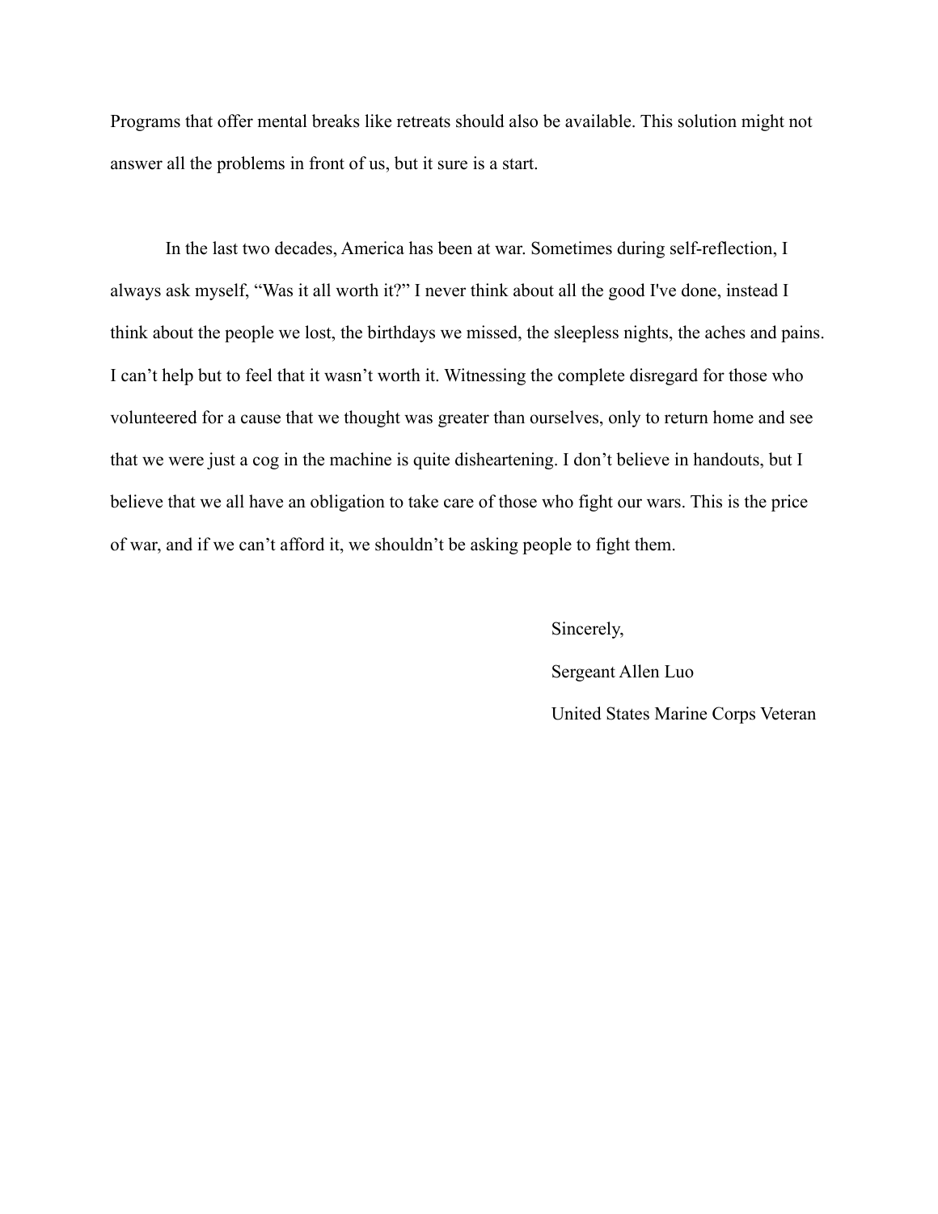Programs that offer mental breaks like retreats should also be available. This solution might not answer all the problems in front of us, but it sure is a start.

In the last two decades, America has been at war. Sometimes during self-reflection, I always ask myself, “Was it all worth it?” I never think about all the good I've done, instead I think about the people we lost, the birthdays we missed, the sleepless nights, the aches and pains. I can’t help but to feel that it wasn’t worth it. Witnessing the complete disregard for those who volunteered for a cause that we thought was greater than ourselves, only to return home and see that we were just a cog in the machine is quite disheartening. I don’t believe in handouts, but I believe that we all have an obligation to take care of those who fight our wars. This is the price of war, and if we can’t afford it, we shouldn’t be asking people to fight them.

Sincerely,

Sergeant Allen Luo

United States Marine Corps Veteran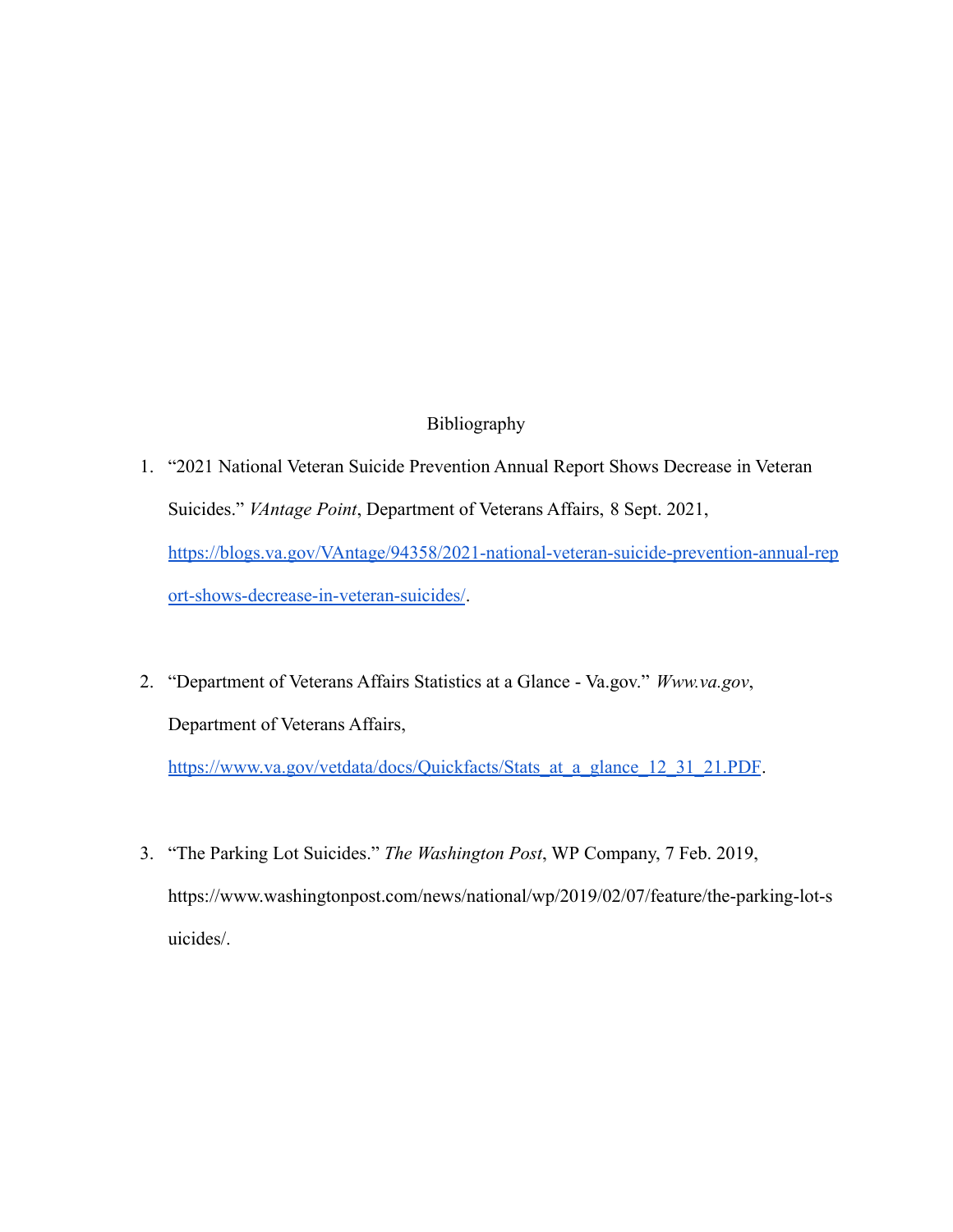# Bibliography

1. "2021 National Veteran Suicide Prevention Annual Report Shows Decrease in Veteran Suicides." *VAntage Point*, Department of Veterans Affairs, 8 Sept. 2021, https://blogs.va.gov/VAntage/94358/2021-national-veteran-suicide-prevention-annual-report-shows-decrease-in-veteran-suicides/.

2. "Department of Veterans Affairs Statistics at a Glance - Va.gov." *Www.va.gov*, Department of Veterans Affairs, https://www.va.gov/vetdata/docs/Quickfacts/Stats_at_a_glance_12_31_21.PDF.

3. "The Parking Lot Suicides." *The Washington Post*, WP Company, 7 Feb. 2019, https://www.washingtonpost.com/news/national/wp/2019/02/07/feature/the-parking-lot-suicides/.